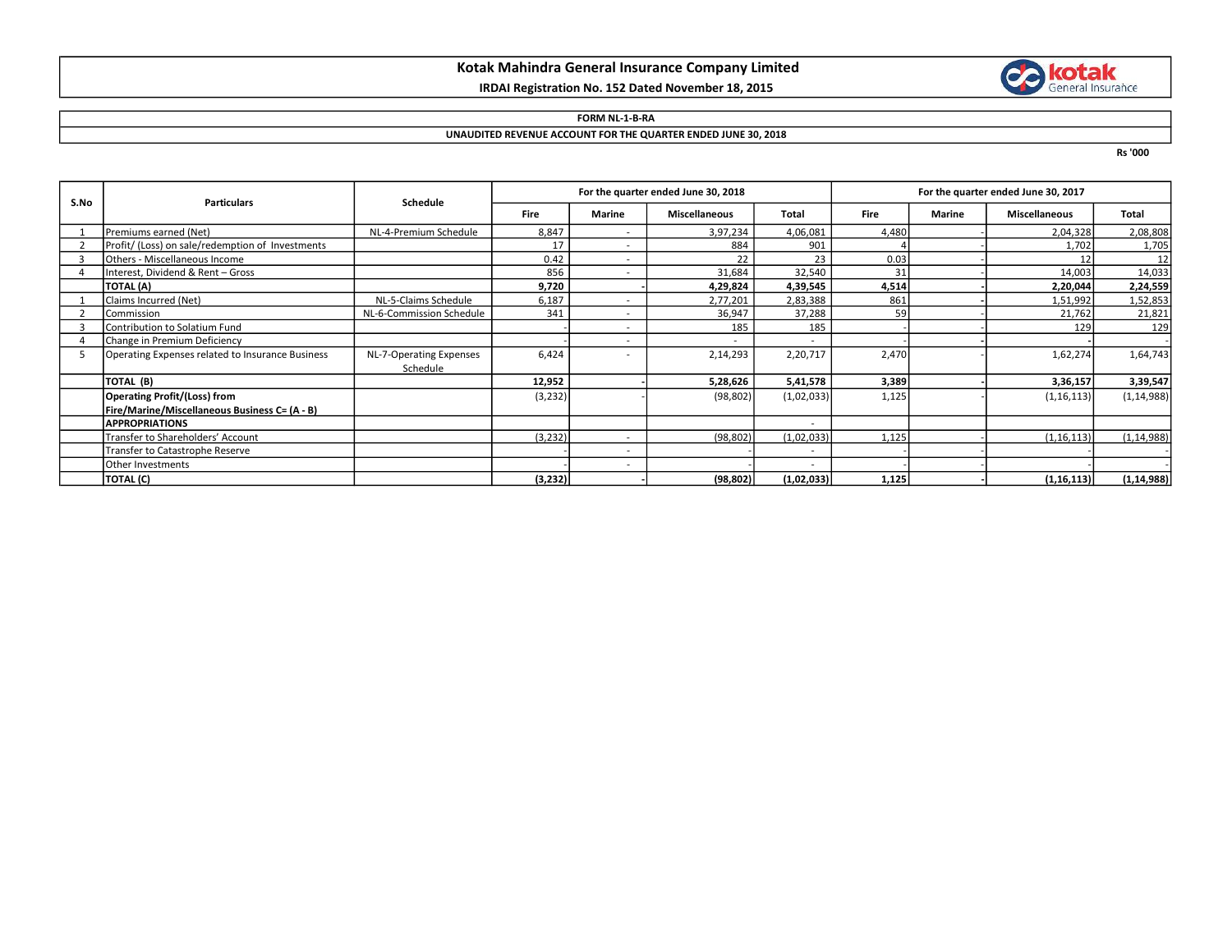# Kotak Mahindra General Insurance Company Limited

**IRDAI Registration No. 152 Dated November 18, 2015**

**FORM NL-1-B-RA**

**UNAUDITED REVENUE ACCOUNT FOR THE QUARTER ENDED JUNE 30, 2018**

Rs '000

| S.No | Particulars | Schedule | For the quarter ended June 30, 2018 | | | | For the quarter ended June 30, 2017 | | | |
|---|---|---|---|---|---|---|---|---|---|---|
| | | | Fire | Marine | Miscellaneous | Total | Fire | Marine | Miscellaneous | Total |
| 1 | Premiums earned (Net) | NL-4-Premium Schedule | 8,847 | - | 3,97,234 | 4,06,081 | 4,480 | - | 2,04,328 | 2,08,808 |
| 2 | Profit/ (Loss) on sale/redemption of Investments | | 17 | - | 884 | 901 | 4 | - | 1,702 | 1,705 |
| 3 | Others - Miscellaneous Income | | 0.42 | - | 22 | 23 | 0.03 | - | 12 | 12 |
| 4 | Interest, Dividend & Rent – Gross | | 856 | - | 31,684 | 32,540 | 31 | - | 14,003 | 14,033 |
| | **TOTAL (A)** | | **9,720** | **-** | **4,29,824** | **4,39,545** | **4,514** | **-** | **2,20,044** | **2,24,559** |
| 1 | Claims Incurred (Net) | NL-5-Claims Schedule | 6,187 | - | 2,77,201 | 2,83,388 | 861 | - | 1,51,992 | 1,52,853 |
| 2 | Commission | NL-6-Commission Schedule | 341 | - | 36,947 | 37,288 | 59 | - | 21,762 | 21,821 |
| 3 | Contribution to Solatium Fund | | - | - | 185 | 185 | - | - | 129 | 129 |
| 4 | Change in Premium Deficiency | | - | - | - | - | - | - | - | - |
| 5 | Operating Expenses related to Insurance Business | NL-7-Operating Expenses Schedule | 6,424 | - | 2,14,293 | 2,20,717 | 2,470 | - | 1,62,274 | 1,64,743 |
| | **TOTAL (B)** | | **12,952** | **-** | **5,28,626** | **5,41,578** | **3,389** | **-** | **3,36,157** | **3,39,547** |
| | **Operating Profit/(Loss) from Fire/Marine/Miscellaneous Business C= (A - B)** | | (3,232) | - | (98,802) | (1,02,033) | 1,125 | - | (1,16,113) | (1,14,988) |
| | **APPROPRIATIONS** | | | | | - | | | | |
| | Transfer to Shareholders' Account | | (3,232) | - | (98,802) | (1,02,033) | 1,125 | - | (1,16,113) | (1,14,988) |
| | Transfer to Catastrophe Reserve | | - | - | - | - | - | - | - | - |
| | Other Investments | | - | - | - | - | - | - | - | - |
| | **TOTAL (C)** | | **(3,232)** | **-** | **(98,802)** | **(1,02,033)** | **1,125** | **-** | **(1,16,113)** | **(1,14,988)** |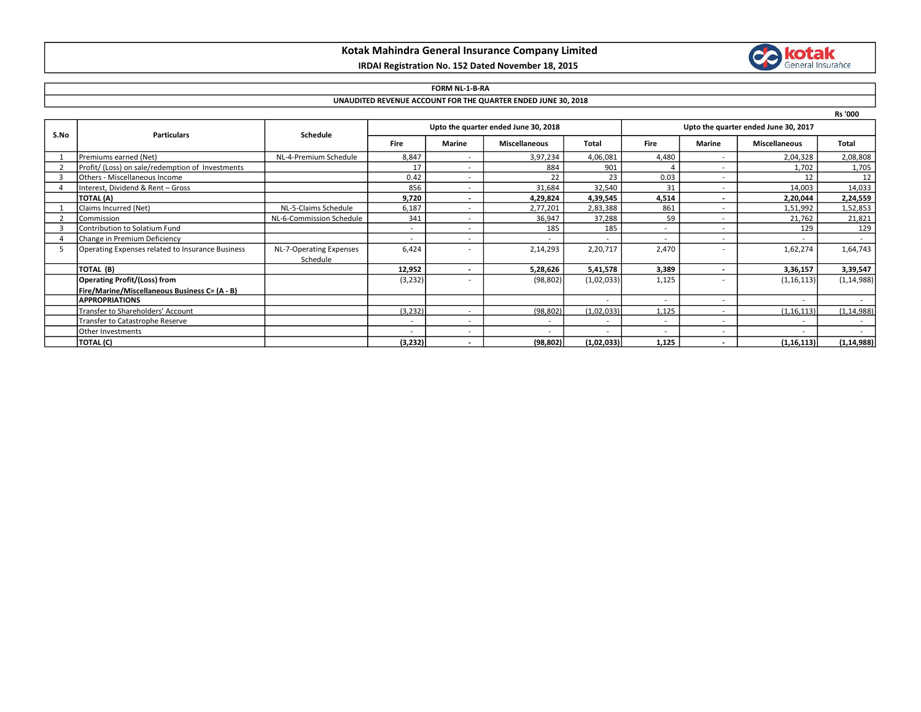# Kotak Mahindra General Insurance Company Limited

**IRDAI Registration No. 152 Dated November 18, 2015**

**FORM NL-1-B-RA**

**UNAUDITED REVENUE ACCOUNT FOR THE QUARTER ENDED JUNE 30, 2018**

Rs '000

| S.No | Particulars | Schedule | Upto the quarter ended June 30, 2018 | | | | Upto the quarter ended June 30, 2017 | | | |
|---|---|---|---|---|---|---|---|---|---|---|
| | | | Fire | Marine | Miscellaneous | Total | Fire | Marine | Miscellaneous | Total |
| 1 | Premiums earned (Net) | NL-4-Premium Schedule | 8,847 | - | 3,97,234 | 4,06,081 | 4,480 | - | 2,04,328 | 2,08,808 |
| 2 | Profit/ (Loss) on sale/redemption of Investments | | 17 | - | 884 | 901 | 4 | - | 1,702 | 1,705 |
| 3 | Others - Miscellaneous Income | | 0.42 | - | 22 | 23 | 0.03 | - | 12 | 12 |
| 4 | Interest, Dividend & Rent – Gross | | 856 | - | 31,684 | 32,540 | 31 | - | 14,003 | 14,033 |
| | **TOTAL (A)** | | **9,720** | **-** | **4,29,824** | **4,39,545** | **4,514** | **-** | **2,20,044** | **2,24,559** |
| 1 | Claims Incurred (Net) | NL-5-Claims Schedule | 6,187 | - | 2,77,201 | 2,83,388 | 861 | - | 1,51,992 | 1,52,853 |
| 2 | Commission | NL-6-Commission Schedule | 341 | - | 36,947 | 37,288 | 59 | - | 21,762 | 21,821 |
| 3 | Contribution to Solatium Fund | | - | - | 185 | 185 | - | - | 129 | 129 |
| 4 | Change in Premium Deficiency | | - | - | - | - | - | - | - | - |
| 5 | Operating Expenses related to Insurance Business | NL-7-Operating Expenses Schedule | 6,424 | - | 2,14,293 | 2,20,717 | 2,470 | - | 1,62,274 | 1,64,743 |
| | **TOTAL (B)** | | **12,952** | **-** | **5,28,626** | **5,41,578** | **3,389** | **-** | **3,36,157** | **3,39,547** |
| | **Operating Profit/(Loss) from Fire/Marine/Miscellaneous Business C= (A - B)** | | (3,232) | - | (98,802) | (1,02,033) | 1,125 | - | (1,16,113) | (1,14,988) |
| | **APPROPRIATIONS** | | | | | - | - | - | - | - |
| | Transfer to Shareholders' Account | | (3,232) | - | (98,802) | (1,02,033) | 1,125 | - | (1,16,113) | (1,14,988) |
| | Transfer to Catastrophe Reserve | | - | - | - | - | - | - | - | - |
| | Other Investments | | - | - | - | - | - | - | - | - |
| | **TOTAL (C)** | | **(3,232)** | **-** | **(98,802)** | **(1,02,033)** | **1,125** | **-** | **(1,16,113)** | **(1,14,988)** |